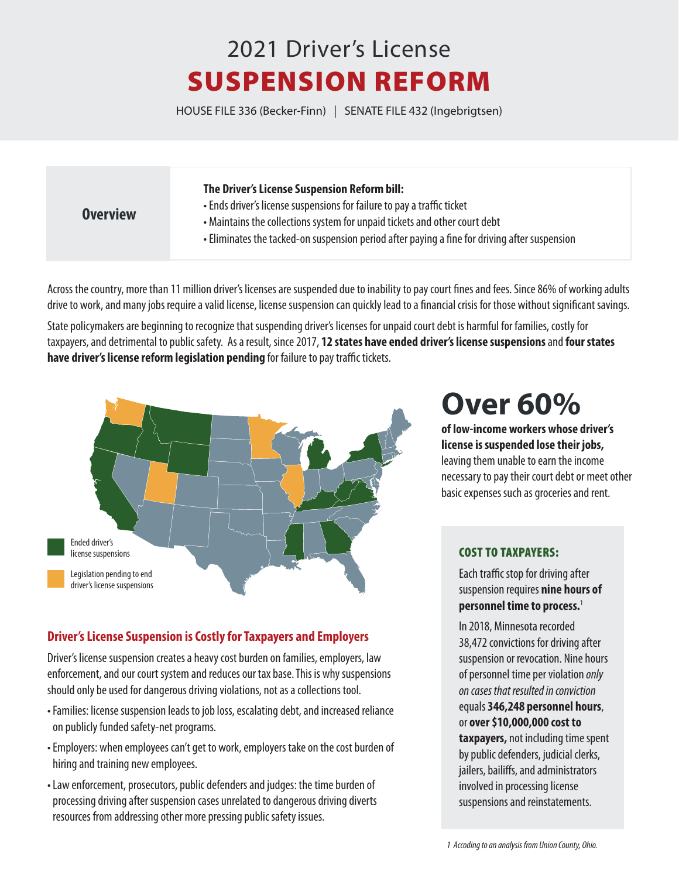# 2021 Driver's License SUSPENSION REFORM

HOUSE FILE 336 (Becker-Finn) | SENATE FILE 432 (Ingebrigtsen)

## Overview

**The Driver's License Suspension Reform bill:**

- Ends driver's license suspensions for failure to pay a traffic ticket
- Maintains the collections system for unpaid tickets and other court debt
- Eliminates the tacked-on suspension period after paying a fine for driving after suspension

Across the country, more than 11 million driver's licenses are suspended due to inability to pay court fines and fees. Since 86% of working adults drive to work, and many jobs require a valid license, license suspension can quickly lead to a financial crisis for those without significant savings.

State policymakers are beginning to recognize that suspending driver's licenses for unpaid court debt is harmful for families, costly for taxpayers, and detrimental to public safety. As a result, since 2017, **12 states have ended driver's license suspensions** and **four states have driver's license reform legislation pending** for failure to pay traffic tickets.

Ended driver's license suspensions

Legislation pending to end driver's license suspensions

# Over 60%

**of low-income workers whose driver's license is suspended lose their jobs,** leaving them unable to earn the income necessary to pay their court debt or meet other basic expenses such as groceries and rent.

### COST TO TAXPAYERS:

Each traffic stop for driving after suspension requires **nine hours of personnel time to process.**[1]

In 2018, Minnesota recorded 38,472 convictions for driving after suspension or revocation. Nine hours of personnel time per violation *only on cases that resulted in conviction* equals **346,248 personnel hours**, or **over $10,000,000 cost to taxpayers,** not including time spent by public defenders, judicial clerks, jailers, bailiffs, and administrators involved in processing license suspensions and reinstatements.

## Driver's License Suspension is Costly for Taxpayers and Employers

Driver's license suspension creates a heavy cost burden on families, employers, law enforcement, and our court system and reduces our tax base. This is why suspensions should only be used for dangerous driving violations, not as a collections tool.

- Families: license suspension leads to job loss, escalating debt, and increased reliance on publicly funded safety-net programs.
- Employers: when employees can't get to work, employers take on the cost burden of hiring and training new employees.
- Law enforcement, prosecutors, public defenders and judges: the time burden of processing driving after suspension cases unrelated to dangerous driving diverts resources from addressing other more pressing public safety issues.

*1 Accoding to an analysis from Union County, Ohio.*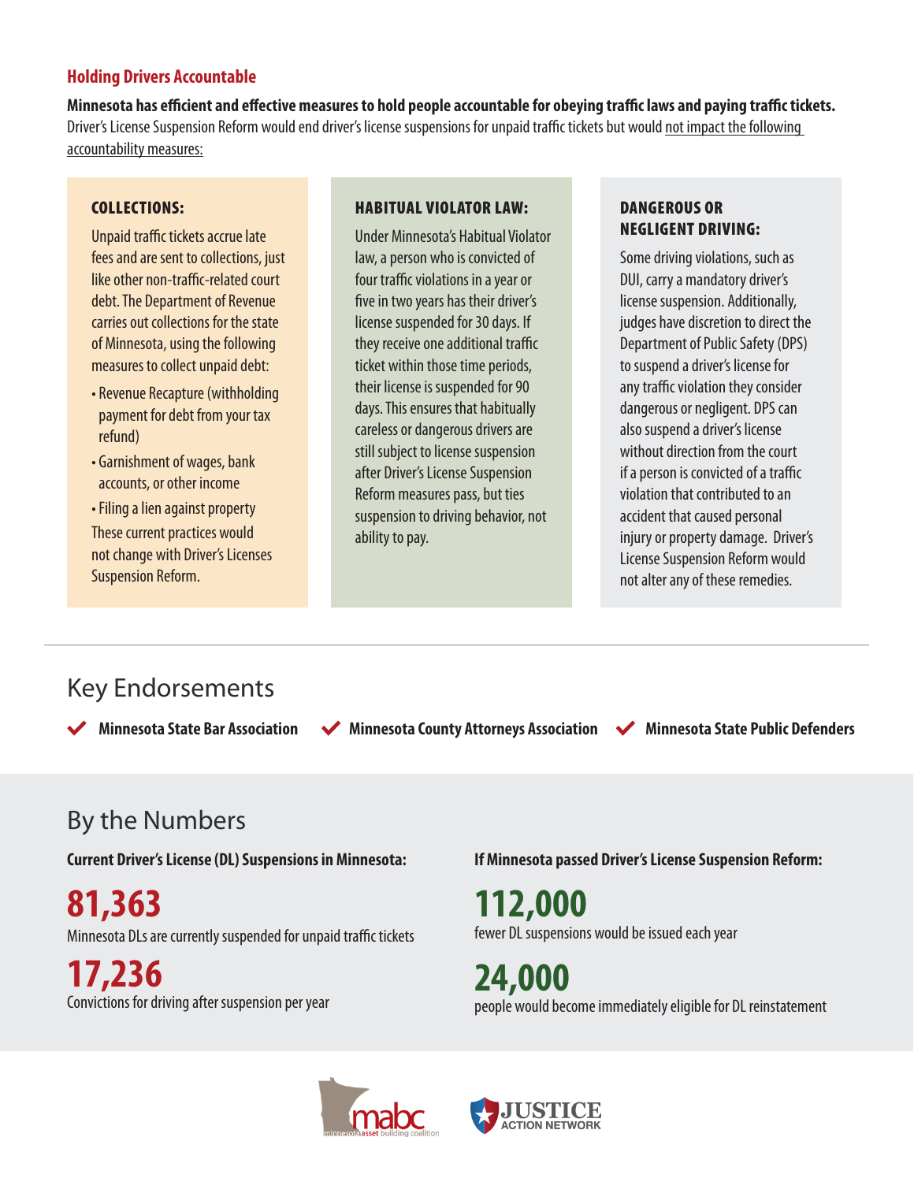## Holding Drivers Accountable

**Minnesota has efficient and effective measures to hold people accountable for obeying traffic laws and paying traffic tickets.** Driver's License Suspension Reform would end driver's license suspensions for unpaid traffic tickets but would not impact the following accountability measures:

### COLLECTIONS:

Unpaid traffic tickets accrue late fees and are sent to collections, just like other non-traffic-related court debt. The Department of Revenue carries out collections for the state of Minnesota, using the following measures to collect unpaid debt:

- Revenue Recapture (withholding payment for debt from your tax refund)
- Garnishment of wages, bank accounts, or other income
- Filing a lien against property

These current practices would not change with Driver's Licenses Suspension Reform.

### HABITUAL VIOLATOR LAW:

Under Minnesota's Habitual Violator law, a person who is convicted of four traffic violations in a year or five in two years has their driver's license suspended for 30 days. If they receive one additional traffic ticket within those time periods, their license is suspended for 90 days. This ensures that habitually careless or dangerous drivers are still subject to license suspension after Driver's License Suspension Reform measures pass, but ties suspension to driving behavior, not ability to pay.

### DANGEROUS OR NEGLIGENT DRIVING:

Some driving violations, such as DUI, carry a mandatory driver's license suspension. Additionally, judges have discretion to direct the Department of Public Safety (DPS) to suspend a driver's license for any traffic violation they consider dangerous or negligent. DPS can also suspend a driver's license without direction from the court if a person is convicted of a traffic violation that contributed to an accident that caused personal injury or property damage. Driver's License Suspension Reform would not alter any of these remedies.

## Key Endorsements

- ✔ **Minnesota State Bar Association**
- ✔ **Minnesota County Attorneys Association**
- ✔ **Minnesota State Public Defenders**

## By the Numbers

**Current Driver's License (DL) Suspensions in Minnesota:**

**81,363**
Minnesota DLs are currently suspended for unpaid traffic tickets

**17,236**
Convictions for driving after suspension per year

**If Minnesota passed Driver's License Suspension Reform:**

**112,000**
fewer DL suspensions would be issued each year

**24,000**
people would become immediately eligible for DL reinstatement

mabc minnesota asset building coalition

JUSTICE ACTION NETWORK